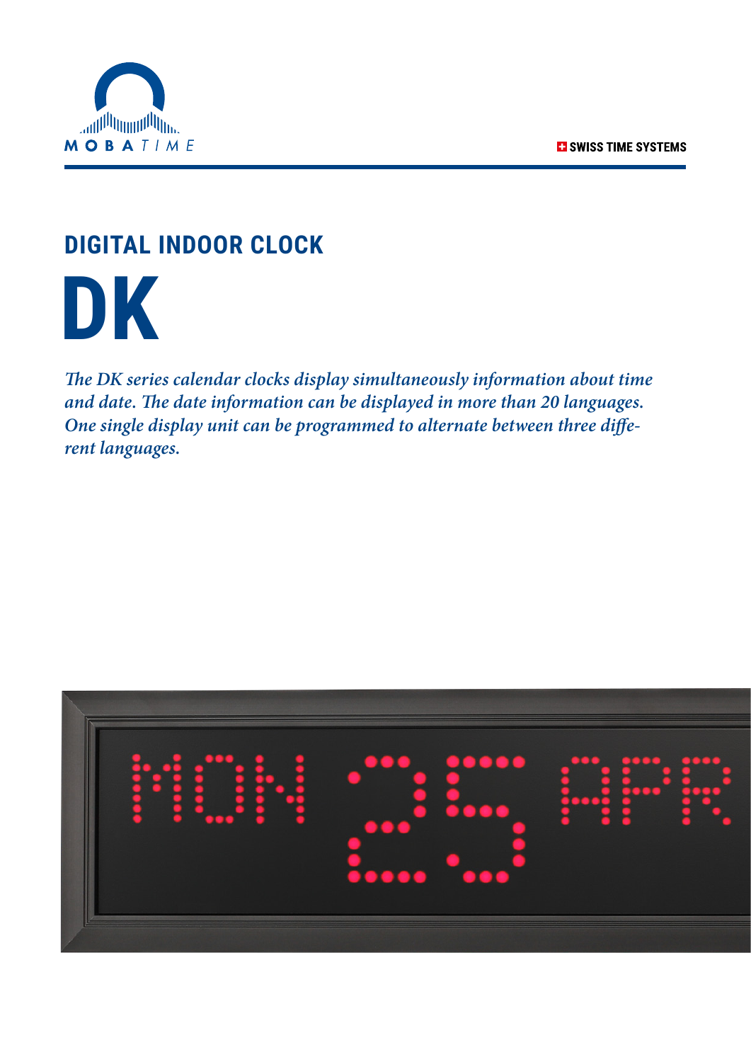MOBATIME

SWISS TIME SYSTEMS

## DIGITAL INDOOR CLOCK

# DK

*The DK series calendar clocks display simultaneously information about time and date. The date information can be displayed in more than 20 languages. One single display unit can be programmed to alternate between three different languages.*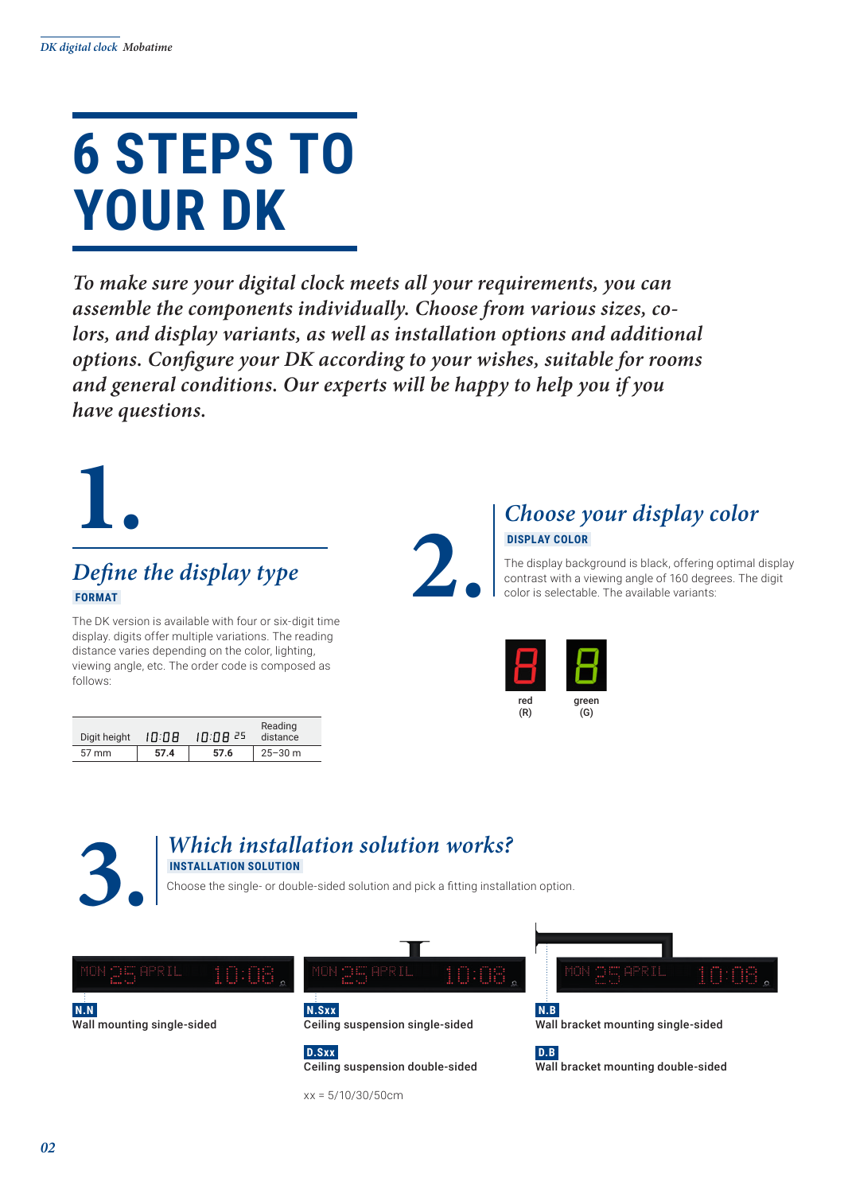# 6 STEPS TO YOUR DK

*To make sure your digital clock meets all your requirements, you can assemble the components individually. Choose from various sizes, colors, and display variants, as well as installation options and additional options. Configure your DK according to your wishes, suitable for rooms and general conditions. Our experts will be happy to help you if you have questions.*

## 1. Define the display type

**FORMAT**

The DK version is available with four or six-digit time display. digits offer multiple variations. The reading distance varies depending on the color, lighting, viewing angle, etc. The order code is composed as follows:

| Digit height | 10:08 | 10:08 25 | Reading distance |
|---|---|---|---|
| 57 mm | **57.4** | **57.6** | 25–30 m |

## 2. Choose your display color

**DISPLAY COLOR**

The display background is black, offering optimal display contrast with a viewing angle of 160 degrees. The digit color is selectable. The available variants:

- red (R)
- green (G)

## 3. Which installation solution works?

**INSTALLATION SOLUTION**

Choose the single- or double-sided solution and pick a fitting installation option.

**N.N**
Wall mounting single-sided

**N.Sxx**
Ceiling suspension single-sided

**D.Sxx**
Ceiling suspension double-sided

xx = 5/10/30/50cm

**N.B**
Wall bracket mounting single-sided

**D.B**
Wall bracket mounting double-sided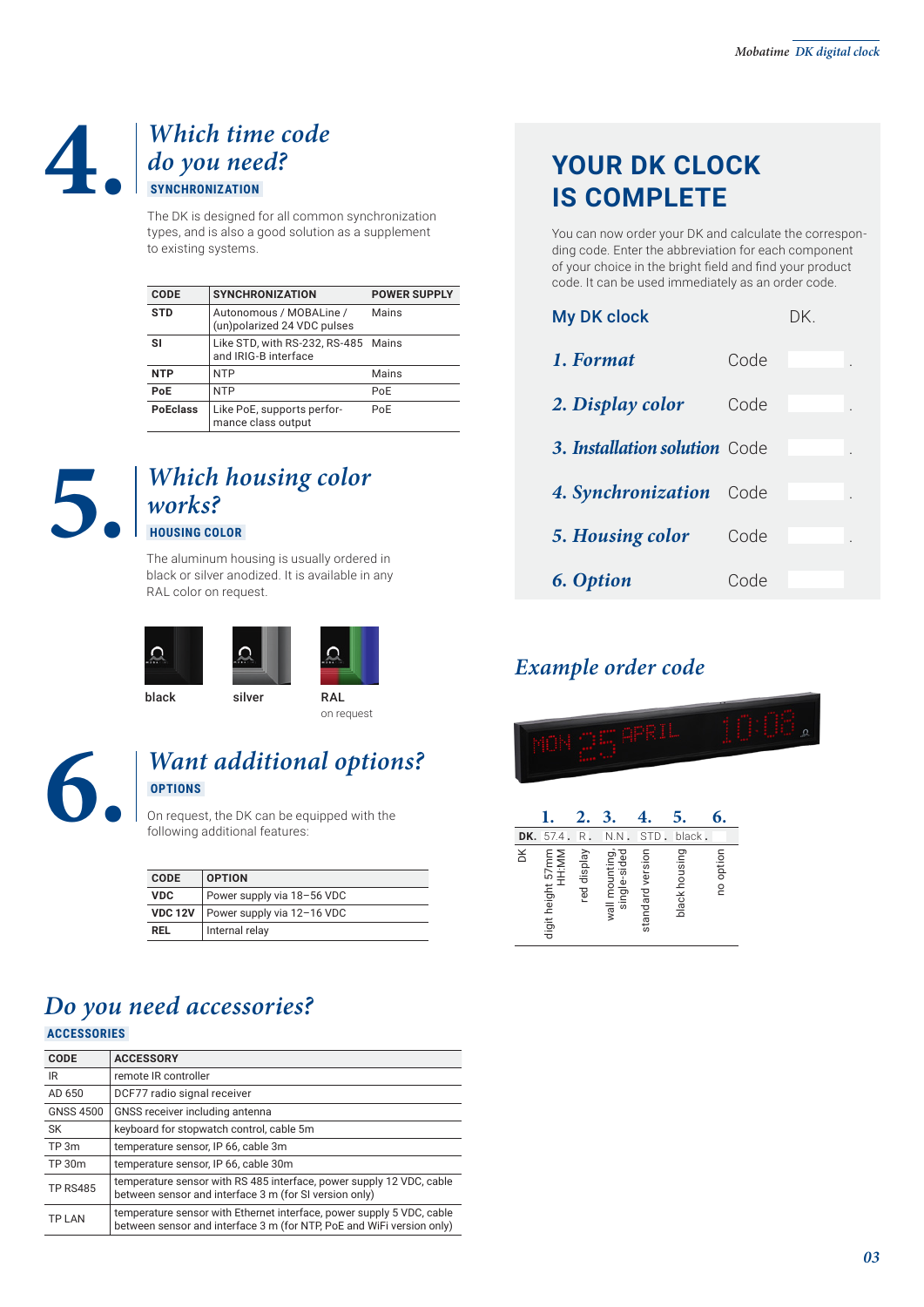# 4. Which time code do you need?

**SYNCHRONIZATION**

The DK is designed for all common synchronization types, and is also a good solution as a supplement to existing systems.

| CODE | SYNCHRONIZATION | POWER SUPPLY |
|---|---|---|
| STD | Autonomous / MOBALine / (un)polarized 24 VDC pulses | Mains |
| SI | Like STD, with RS-232, RS-485 and IRIG-B interface | Mains |
| NTP | NTP | Mains |
| PoE | NTP | PoE |
| PoEclass | Like PoE, supports performance class output | PoE |

# 5. Which housing color works?

**HOUSING COLOR**

The aluminum housing is usually ordered in black or silver anodized. It is available in any RAL color on request.

black

silver

RAL
on request

# 6. Want additional options?

**OPTIONS**

On request, the DK can be equipped with the following additional features:

| CODE | OPTION |
|---|---|
| VDC | Power supply via 18–56 VDC |
| VDC 12V | Power supply via 12–16 VDC |
| REL | Internal relay |

## Do you need accessories?

**ACCESSORIES**

| CODE | ACCESSORY |
|---|---|
| IR | remote IR controller |
| AD 650 | DCF77 radio signal receiver |
| GNSS 4500 | GNSS receiver including antenna |
| SK | keyboard for stopwatch control, cable 5m |
| TP 3m | temperature sensor, IP 66, cable 3m |
| TP 30m | temperature sensor, IP 66, cable 30m |
| TP RS485 | temperature sensor with RS 485 interface, power supply 12 VDC, cable between sensor and interface 3 m (for SI version only) |
| TP LAN | temperature sensor with Ethernet interface, power supply 5 VDC, cable between sensor and interface 3 m (for NTP, PoE and WiFi version only) |

## YOUR DK CLOCK IS COMPLETE

You can now order your DK and calculate the corresponding code. Enter the abbreviation for each component of your choice in the bright field and find your product code. It can be used immediately as an order code.

**My DK clock** DK.

| | | |
|---|---|---|
| *1. Format* | Code | . |
| *2. Display color* | Code | . |
| *3. Installation solution* | Code | . |
| *4. Synchronization* | Code | . |
| *5. Housing color* | Code | . |
| *6. Option* | Code | |

## Example order code

| | 1. | 2. | 3. | 4. | 5. | 6. |
|---|---|---|---|---|---|---|
| DK. | 57.4. | R. | N.N. | STD. | black. | |
| DK | digit height 57mm HH:MM | red display | wall mounting, single-sided | standard version | black housing | no option |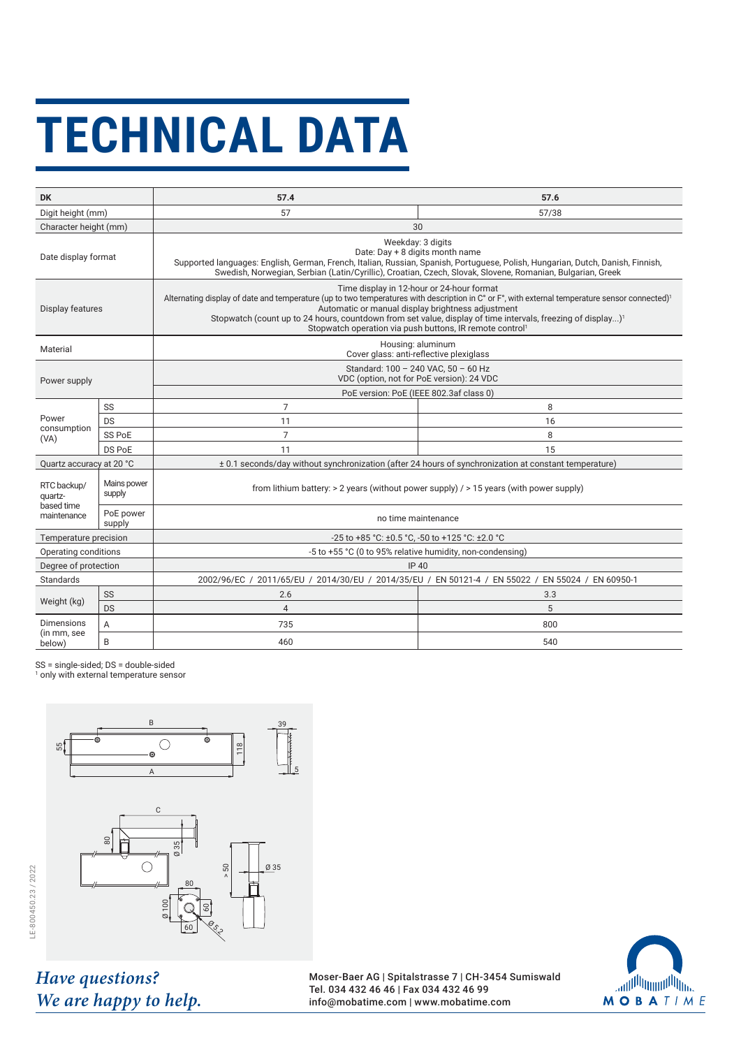# TECHNICAL DATA

| DK | | 57.4 | 57.6 |
|---|---|---|---|
| Digit height (mm) | | 57 | 57/38 |
| Character height (mm) | | 30 | |
| Date display format | | Weekday: 3 digits<br>Date: Day + 8 digits month name<br>Supported languages: English, German, French, Italian, Russian, Spanish, Portuguese, Polish, Hungarian, Dutch, Danish, Finnish, Swedish, Norwegian, Serbian (Latin/Cyrillic), Croatian, Czech, Slovak, Slovene, Romanian, Bulgarian, Greek | |
| Display features | | Time display in 12-hour or 24-hour format<br>Alternating display of date and temperature (up to two temperatures with description in C° or F°, with external temperature sensor connected)[1]<br>Automatic or manual display brightness adjustment<br>Stopwatch (count up to 24 hours, countdown from set value, display of time intervals, freezing of display...)[1]<br>Stopwatch operation via push buttons, IR remote control[1] | |
| Material | | Housing: aluminum<br>Cover glass: anti-reflective plexiglass | |
| Power supply | | Standard: 100 – 240 VAC, 50 – 60 Hz<br>VDC (option, not for PoE version): 24 VDC | |
| | | PoE version: PoE (IEEE 802.3af class 0) | |
| Power consumption (VA) | SS | 7 | 8 |
| | DS | 11 | 16 |
| | SS PoE | 7 | 8 |
| | DS PoE | 11 | 15 |
| Quartz accuracy at 20 °C | | ± 0.1 seconds/day without synchronization (after 24 hours of synchronization at constant temperature) | |
| RTC backup/ quartz-based time maintenance | Mains power supply | from lithium battery: > 2 years (without power supply) / > 15 years (with power supply) | |
| | PoE power supply | no time maintenance | |
| Temperature precision | | -25 to +85 °C: ±0.5 °C, -50 to +125 °C: ±2.0 °C | |
| Operating conditions | | -5 to +55 °C (0 to 95% relative humidity, non-condensing) | |
| Degree of protection | | IP 40 | |
| Standards | | 2002/96/EC / 2011/65/EU / 2014/30/EU / 2014/35/EU / EN 50121-4 / EN 55022 / EN 55024 / EN 60950-1 | |
| Weight (kg) | SS | 2.6 | 3.3 |
| | DS | 4 | 5 |
| Dimensions (in mm, see below) | A | 735 | 800 |
| | B | 460 | 540 |

SS = single-sided; DS = double-sided
[1] only with external temperature sensor

B
39
55
118
A
5
C
80
Ø 35
> 50
Ø 35
80
Ø 100
60
60
Ø 5.2

LE-800450.23 / 2022

*Have questions?*
*We are happy to help.*

Moser-Baer AG | Spitalstrasse 7 | CH-3454 Sumiswald
Tel. 034 432 46 46 | Fax 034 432 46 99
info@mobatime.com | www.mobatime.com

MOBATIME